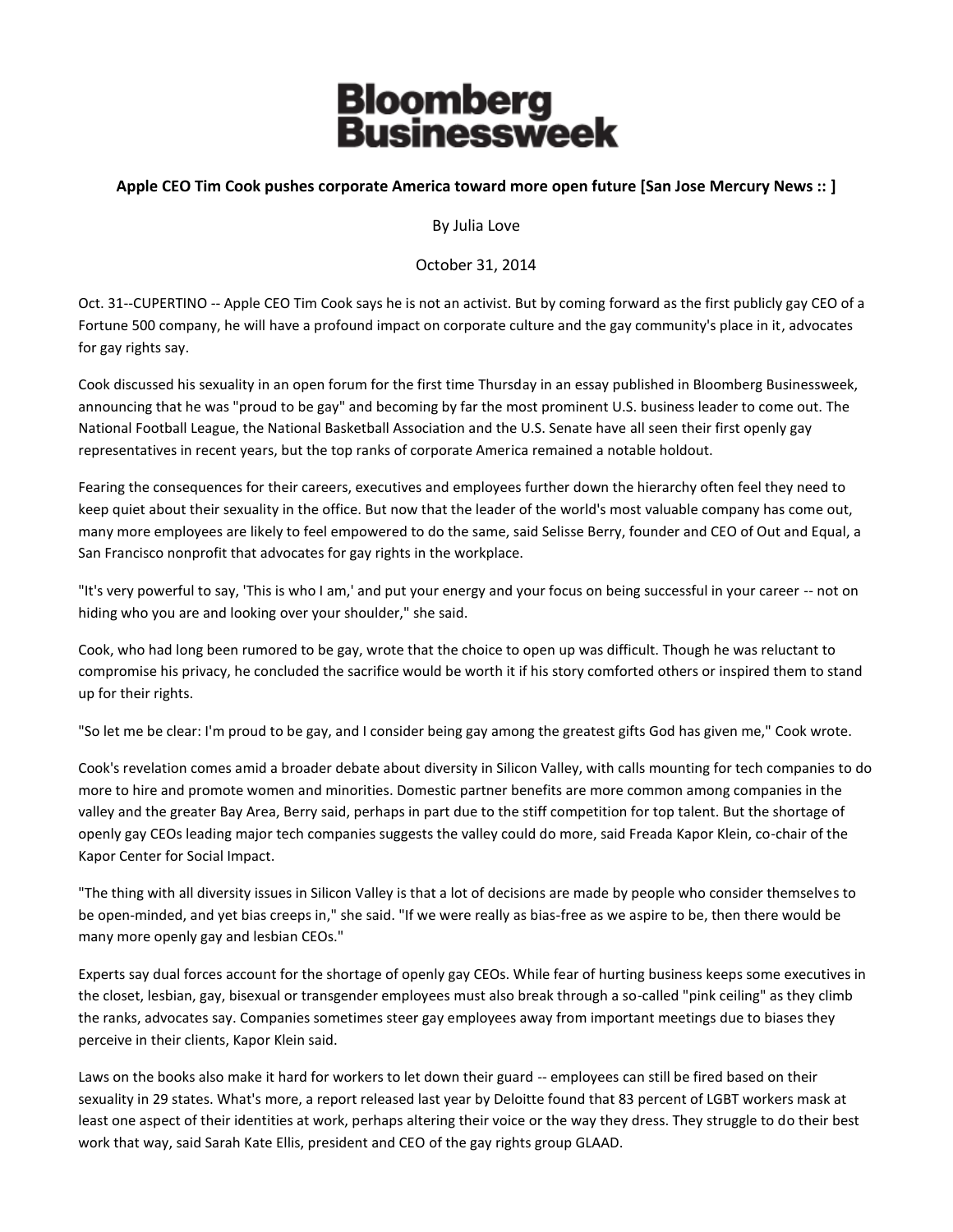# Bloomberg Businessweek

**Apple CEO Tim Cook pushes corporate America toward more open future [San Jose Mercury News :: ]**

By Julia Love

October 31, 2014

Oct. 31--CUPERTINO -- Apple CEO Tim Cook says he is not an activist. But by coming forward as the first publicly gay CEO of a Fortune 500 company, he will have a profound impact on corporate culture and the gay community's place in it, advocates for gay rights say.

Cook discussed his sexuality in an open forum for the first time Thursday in an essay published in Bloomberg Businessweek, announcing that he was "proud to be gay" and becoming by far the most prominent U.S. business leader to come out. The National Football League, the National Basketball Association and the U.S. Senate have all seen their first openly gay representatives in recent years, but the top ranks of corporate America remained a notable holdout.

Fearing the consequences for their careers, executives and employees further down the hierarchy often feel they need to keep quiet about their sexuality in the office. But now that the leader of the world's most valuable company has come out, many more employees are likely to feel empowered to do the same, said Selisse Berry, founder and CEO of Out and Equal, a San Francisco nonprofit that advocates for gay rights in the workplace.

"It's very powerful to say, 'This is who I am,' and put your energy and your focus on being successful in your career -- not on hiding who you are and looking over your shoulder," she said.

Cook, who had long been rumored to be gay, wrote that the choice to open up was difficult. Though he was reluctant to compromise his privacy, he concluded the sacrifice would be worth it if his story comforted others or inspired them to stand up for their rights.

"So let me be clear: I'm proud to be gay, and I consider being gay among the greatest gifts God has given me," Cook wrote.

Cook's revelation comes amid a broader debate about diversity in Silicon Valley, with calls mounting for tech companies to do more to hire and promote women and minorities. Domestic partner benefits are more common among companies in the valley and the greater Bay Area, Berry said, perhaps in part due to the stiff competition for top talent. But the shortage of openly gay CEOs leading major tech companies suggests the valley could do more, said Freada Kapor Klein, co-chair of the Kapor Center for Social Impact.

"The thing with all diversity issues in Silicon Valley is that a lot of decisions are made by people who consider themselves to be open-minded, and yet bias creeps in," she said. "If we were really as bias-free as we aspire to be, then there would be many more openly gay and lesbian CEOs."

Experts say dual forces account for the shortage of openly gay CEOs. While fear of hurting business keeps some executives in the closet, lesbian, gay, bisexual or transgender employees must also break through a so-called "pink ceiling" as they climb the ranks, advocates say. Companies sometimes steer gay employees away from important meetings due to biases they perceive in their clients, Kapor Klein said.

Laws on the books also make it hard for workers to let down their guard -- employees can still be fired based on their sexuality in 29 states. What's more, a report released last year by Deloitte found that 83 percent of LGBT workers mask at least one aspect of their identities at work, perhaps altering their voice or the way they dress. They struggle to do their best work that way, said Sarah Kate Ellis, president and CEO of the gay rights group GLAAD.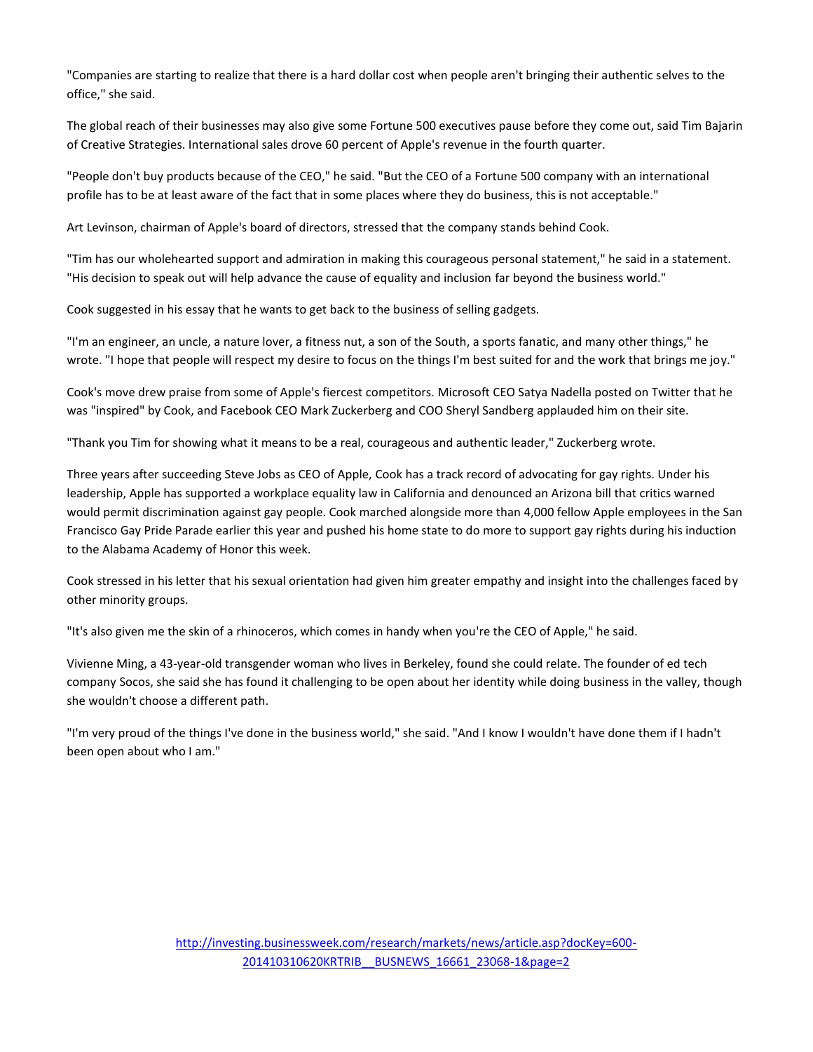"Companies are starting to realize that there is a hard dollar cost when people aren't bringing their authentic selves to the office," she said.

The global reach of their businesses may also give some Fortune 500 executives pause before they come out, said Tim Bajarin of Creative Strategies. International sales drove 60 percent of Apple's revenue in the fourth quarter.

"People don't buy products because of the CEO," he said. "But the CEO of a Fortune 500 company with an international profile has to be at least aware of the fact that in some places where they do business, this is not acceptable."

Art Levinson, chairman of Apple's board of directors, stressed that the company stands behind Cook.

"Tim has our wholehearted support and admiration in making this courageous personal statement," he said in a statement. "His decision to speak out will help advance the cause of equality and inclusion far beyond the business world."

Cook suggested in his essay that he wants to get back to the business of selling gadgets.

"I'm an engineer, an uncle, a nature lover, a fitness nut, a son of the South, a sports fanatic, and many other things," he wrote. "I hope that people will respect my desire to focus on the things I'm best suited for and the work that brings me joy."

Cook's move drew praise from some of Apple's fiercest competitors. Microsoft CEO Satya Nadella posted on Twitter that he was "inspired" by Cook, and Facebook CEO Mark Zuckerberg and COO Sheryl Sandberg applauded him on their site.

"Thank you Tim for showing what it means to be a real, courageous and authentic leader," Zuckerberg wrote.

Three years after succeeding Steve Jobs as CEO of Apple, Cook has a track record of advocating for gay rights. Under his leadership, Apple has supported a workplace equality law in California and denounced an Arizona bill that critics warned would permit discrimination against gay people. Cook marched alongside more than 4,000 fellow Apple employees in the San Francisco Gay Pride Parade earlier this year and pushed his home state to do more to support gay rights during his induction to the Alabama Academy of Honor this week.

Cook stressed in his letter that his sexual orientation had given him greater empathy and insight into the challenges faced by other minority groups.

"It's also given me the skin of a rhinoceros, which comes in handy when you're the CEO of Apple," he said.

Vivienne Ming, a 43-year-old transgender woman who lives in Berkeley, found she could relate. The founder of ed tech company Socos, she said she has found it challenging to be open about her identity while doing business in the valley, though she wouldn't choose a different path.

"I'm very proud of the things I've done in the business world," she said. "And I know I wouldn't have done them if I hadn't been open about who I am."

http://investing.businessweek.com/research/markets/news/article.asp?docKey=600-201410310620KRTRIB__BUSNEWS_16661_23068-1&page=2